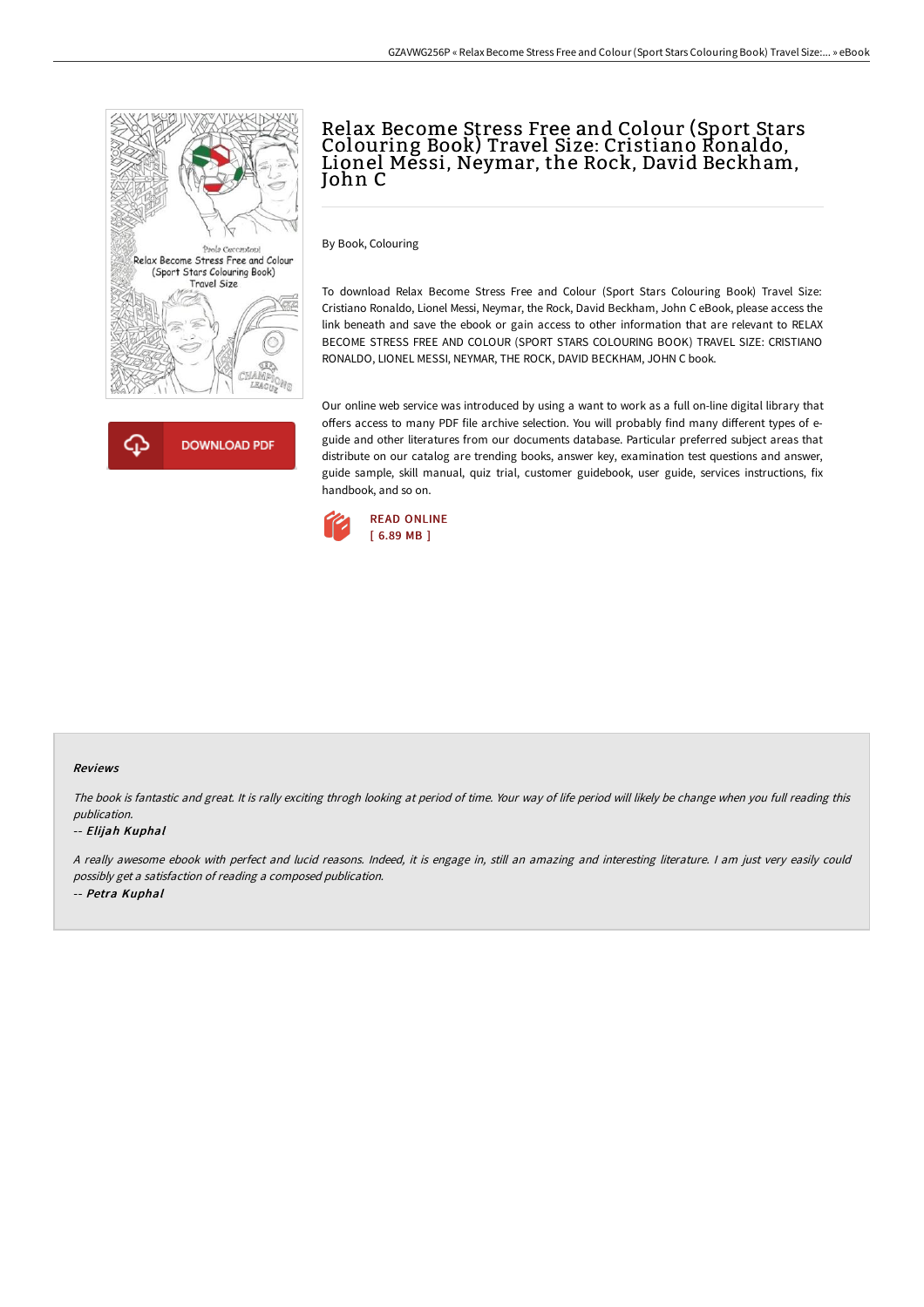# Relax Become Stress Free and Colour (Sport Stars Colouring Book) Travel Size: Cristiano Ronaldo, Lionel Messi, Neymar, the Rock, David Beckham, John C

DOWNLOAD PDF

By Book, Colouring

To download Relax Become Stress Free and Colour (Sport Stars Colouring Book) Travel Size: Cristiano Ronaldo, Lionel Messi, Neymar, the Rock, David Beckham, John C eBook, please access the link beneath and save the ebook or gain access to other information that are relevant to RELAX BECOME STRESS FREE AND COLOUR (SPORT STARS COLOURING BOOK) TRAVEL SIZE: CRISTIANO RONALDO, LIONEL MESSI, NEYMAR, THE ROCK, DAVID BECKHAM, JOHN C book.

Our online web service was introduced by using a want to work as a full on-line digital library that offers access to many PDF file archive selection. You will probably find many different types of e-guide and other literatures from our documents database. Particular preferred subject areas that distribute on our catalog are trending books, answer key, examination test questions and answer, guide sample, skill manual, quiz trial, customer guidebook, user guide, services instructions, fix handbook, and so on.

READ ONLINE
[ 6.89 MB ]

### Reviews

*The book is fantastic and great. It is rally exciting throgh looking at period of time. Your way of life period will likely be change when you full reading this publication.*

-- ***Elijah Kuphal***

*A really awesome ebook with perfect and lucid reasons. Indeed, it is engage in, still an amazing and interesting literature. I am just very easily could possibly get a satisfaction of reading a composed publication.*

-- ***Petra Kuphal***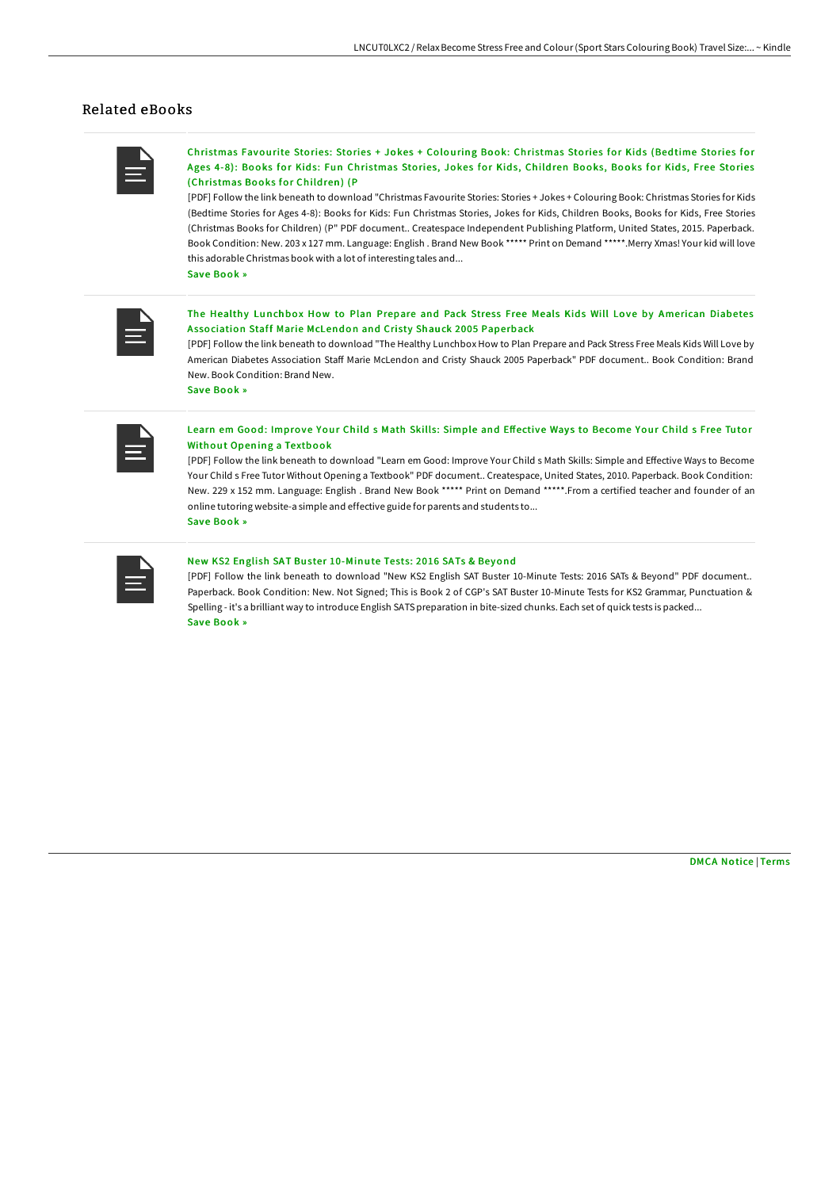## Related eBooks

### Christmas Favourite Stories: Stories + Jokes + Colouring Book: Christmas Stories for Kids (Bedtime Stories for Ages 4-8): Books for Kids: Fun Christmas Stories, Jokes for Kids, Children Books, Books for Kids, Free Stories (Christmas Books for Children) (P

[PDF] Follow the link beneath to download "Christmas Favourite Stories: Stories + Jokes + Colouring Book: Christmas Stories for Kids (Bedtime Stories for Ages 4-8): Books for Kids: Fun Christmas Stories, Jokes for Kids, Children Books, Books for Kids, Free Stories (Christmas Books for Children) (P" PDF document.. Createspace Independent Publishing Platform, United States, 2015. Paperback. Book Condition: New. 203 x 127 mm. Language: English . Brand New Book ***** Print on Demand *****.Merry Xmas! Your kid will love this adorable Christmas book with a lot of interesting tales and...

Save Book »

### The Healthy Lunchbox How to Plan Prepare and Pack Stress Free Meals Kids Will Love by American Diabetes Association Staff Marie McLendon and Cristy Shauck 2005 Paperback

[PDF] Follow the link beneath to download "The Healthy Lunchbox How to Plan Prepare and Pack Stress Free Meals Kids Will Love by American Diabetes Association Staff Marie McLendon and Cristy Shauck 2005 Paperback" PDF document.. Book Condition: Brand New. Book Condition: Brand New.

Save Book »

### Learn em Good: Improve Your Child s Math Skills: Simple and Effective Ways to Become Your Child s Free Tutor Without Opening a Textbook

[PDF] Follow the link beneath to download "Learn em Good: Improve Your Child s Math Skills: Simple and Effective Ways to Become Your Child s Free Tutor Without Opening a Textbook" PDF document.. Createspace, United States, 2010. Paperback. Book Condition: New. 229 x 152 mm. Language: English . Brand New Book ***** Print on Demand *****.From a certified teacher and founder of an online tutoring website-a simple and effective guide for parents and students to...

Save Book »

### New KS2 English SAT Buster 10-Minute Tests: 2016 SATs & Beyond

[PDF] Follow the link beneath to download "New KS2 English SAT Buster 10-Minute Tests: 2016 SATs & Beyond" PDF document.. Paperback. Book Condition: New. Not Signed; This is Book 2 of CGP's SAT Buster 10-Minute Tests for KS2 Grammar, Punctuation & Spelling - it's a brilliant way to introduce English SATS preparation in bite-sized chunks. Each set of quick tests is packed...

Save Book »

DMCA Notice | Terms